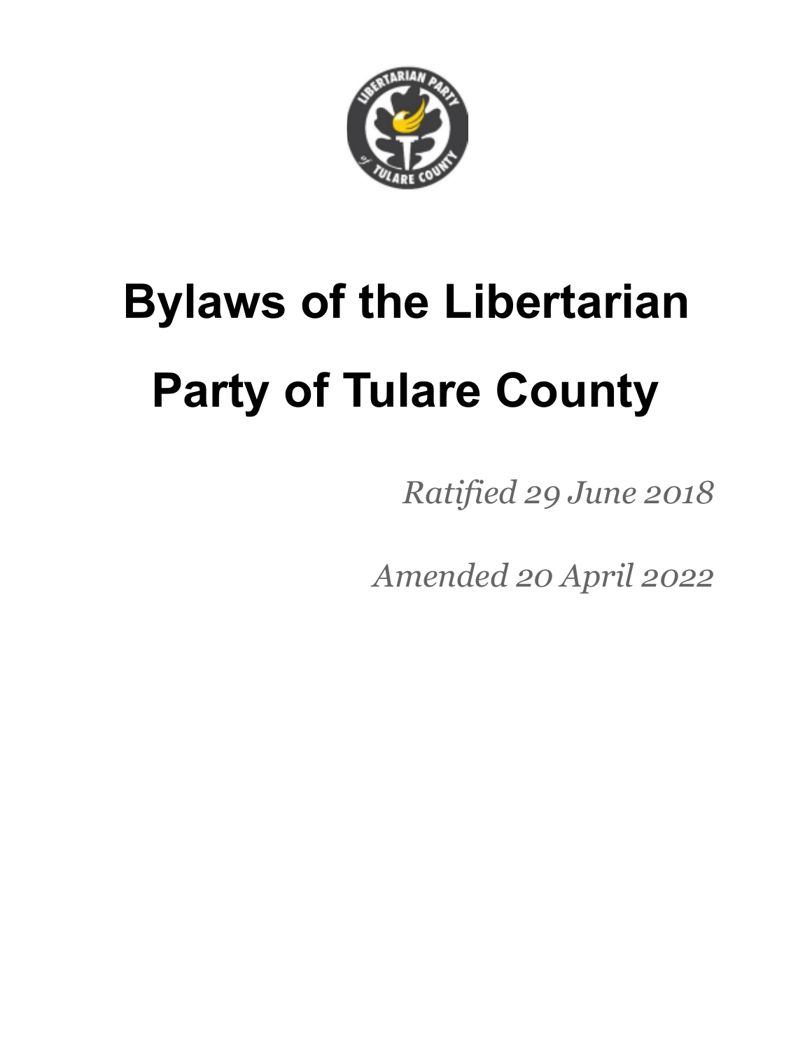# Bylaws of the Libertarian Party of Tulare County

*Ratified 29 June 2018*

*Amended 20 April 2022*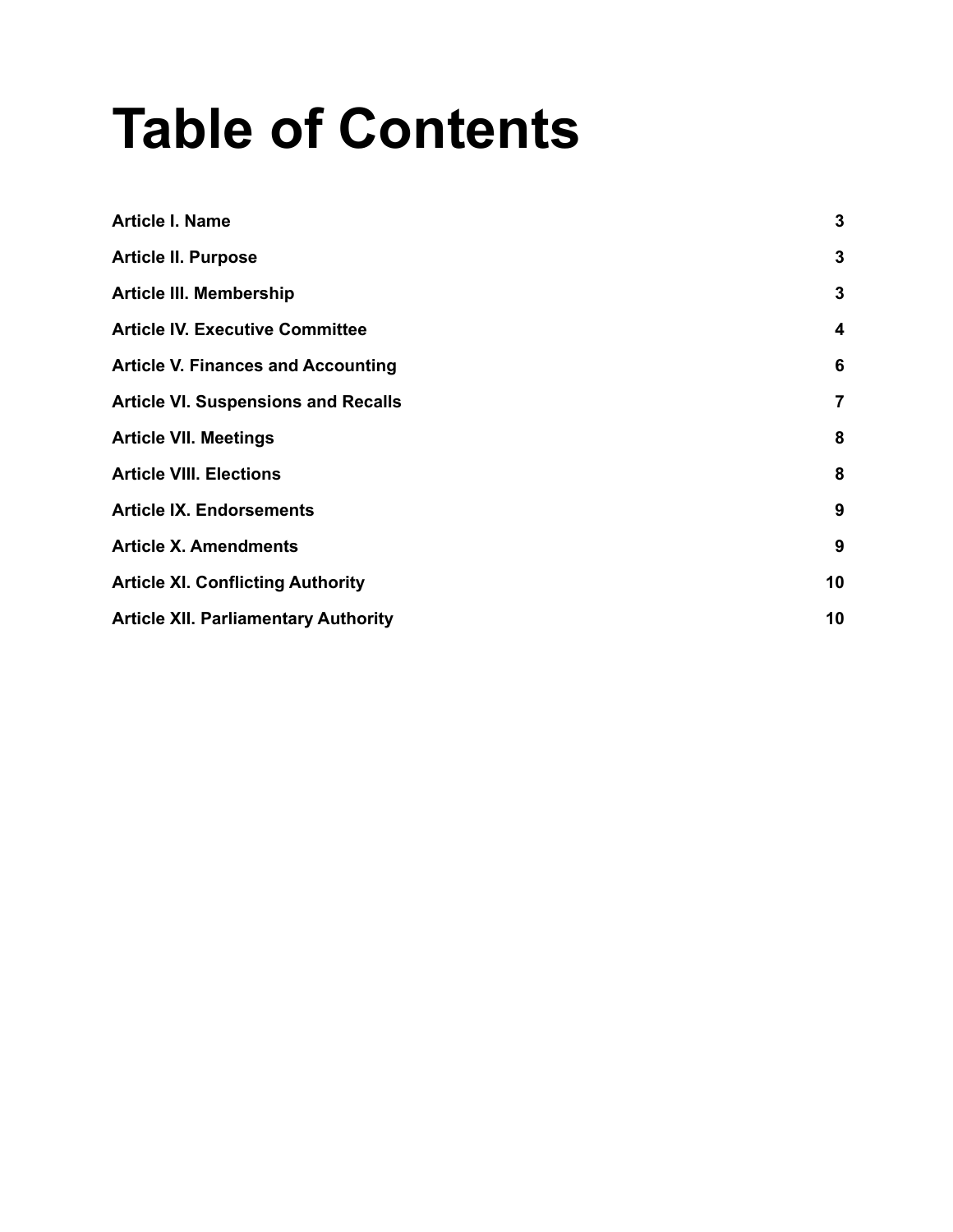# Table of Contents

| | |
|---|---|
| **Article I. Name** | **3** |
| **Article II. Purpose** | **3** |
| **Article III. Membership** | **3** |
| **Article IV. Executive Committee** | **4** |
| **Article V. Finances and Accounting** | **6** |
| **Article VI. Suspensions and Recalls** | **7** |
| **Article VII. Meetings** | **8** |
| **Article VIII. Elections** | **8** |
| **Article IX. Endorsements** | **9** |
| **Article X. Amendments** | **9** |
| **Article XI. Conflicting Authority** | **10** |
| **Article XII. Parliamentary Authority** | **10** |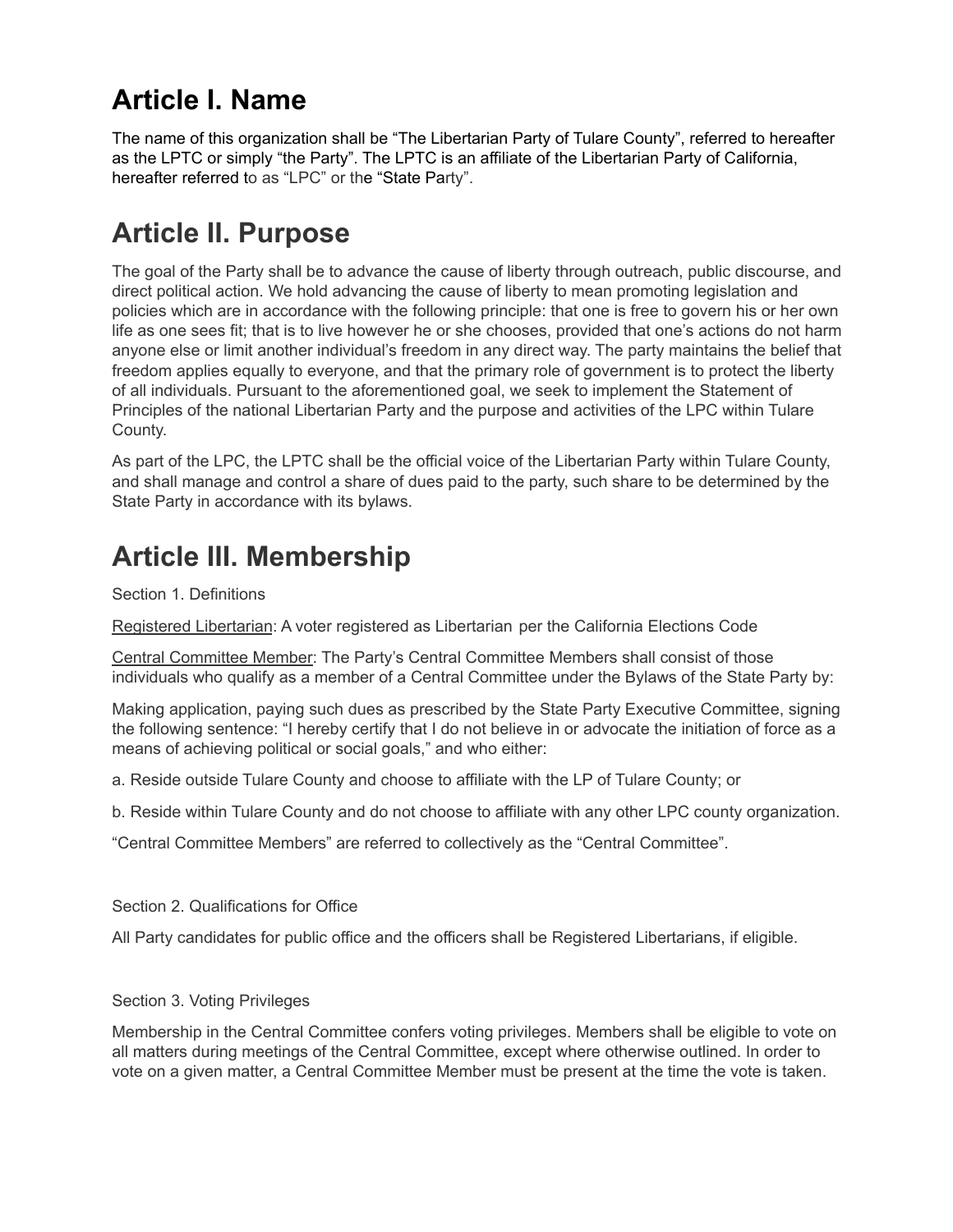# Article I. Name

The name of this organization shall be "The Libertarian Party of Tulare County", referred to hereafter as the LPTC or simply "the Party". The LPTC is an affiliate of the Libertarian Party of California, hereafter referred to as "LPC" or the "State Party".

# Article II. Purpose

The goal of the Party shall be to advance the cause of liberty through outreach, public discourse, and direct political action. We hold advancing the cause of liberty to mean promoting legislation and policies which are in accordance with the following principle: that one is free to govern his or her own life as one sees fit; that is to live however he or she chooses, provided that one's actions do not harm anyone else or limit another individual's freedom in any direct way. The party maintains the belief that freedom applies equally to everyone, and that the primary role of government is to protect the liberty of all individuals. Pursuant to the aforementioned goal, we seek to implement the Statement of Principles of the national Libertarian Party and the purpose and activities of the LPC within Tulare County.

As part of the LPC, the LPTC shall be the official voice of the Libertarian Party within Tulare County, and shall manage and control a share of dues paid to the party, such share to be determined by the State Party in accordance with its bylaws.

# Article III. Membership

Section 1. Definitions

Registered Libertarian: A voter registered as Libertarian per the California Elections Code

Central Committee Member: The Party's Central Committee Members shall consist of those individuals who qualify as a member of a Central Committee under the Bylaws of the State Party by:

Making application, paying such dues as prescribed by the State Party Executive Committee, signing the following sentence: "I hereby certify that I do not believe in or advocate the initiation of force as a means of achieving political or social goals," and who either:

a. Reside outside Tulare County and choose to affiliate with the LP of Tulare County; or

b. Reside within Tulare County and do not choose to affiliate with any other LPC county organization.

"Central Committee Members" are referred to collectively as the "Central Committee".

Section 2. Qualifications for Office

All Party candidates for public office and the officers shall be Registered Libertarians, if eligible.

Section 3. Voting Privileges

Membership in the Central Committee confers voting privileges. Members shall be eligible to vote on all matters during meetings of the Central Committee, except where otherwise outlined. In order to vote on a given matter, a Central Committee Member must be present at the time the vote is taken.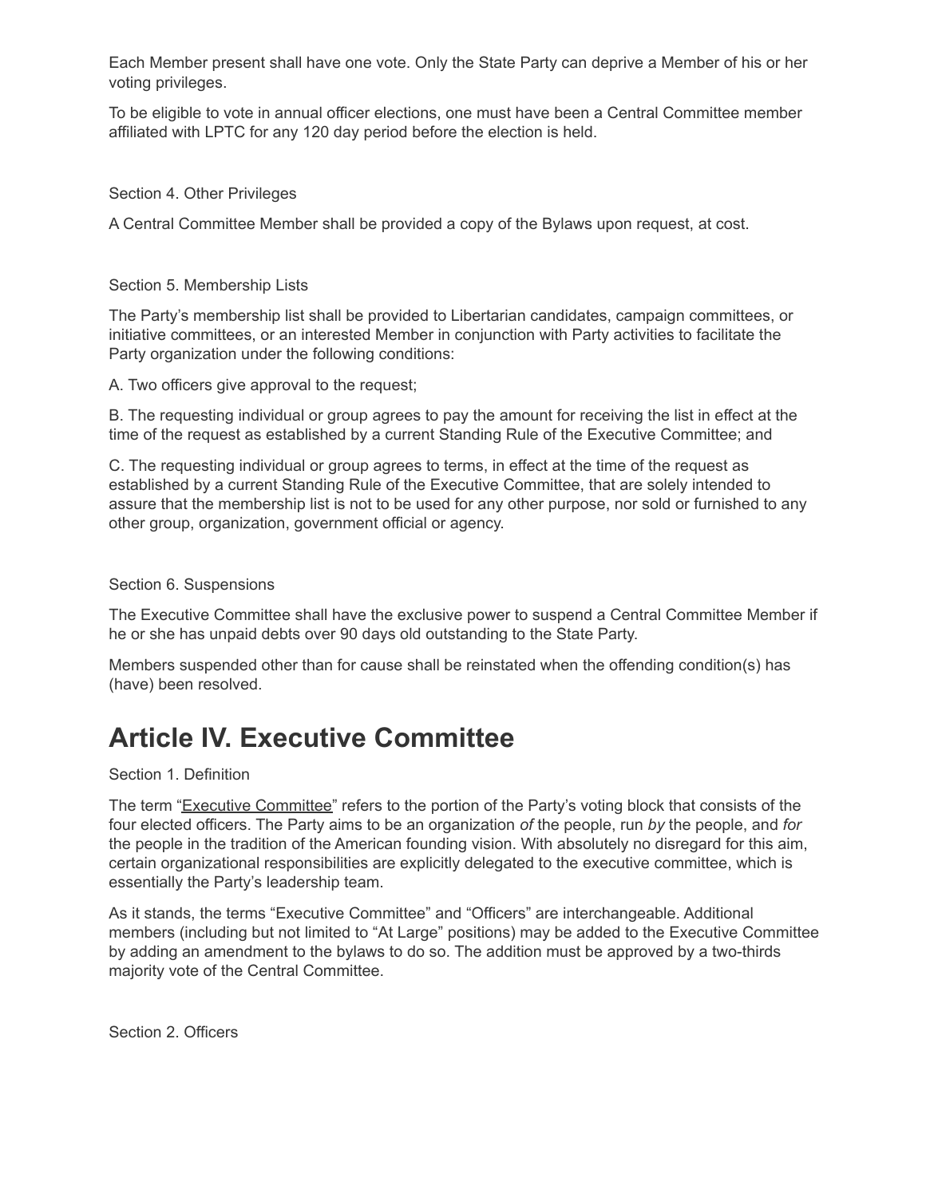Each Member present shall have one vote. Only the State Party can deprive a Member of his or her voting privileges.

To be eligible to vote in annual officer elections, one must have been a Central Committee member affiliated with LPTC for any 120 day period before the election is held.

Section 4. Other Privileges

A Central Committee Member shall be provided a copy of the Bylaws upon request, at cost.

Section 5. Membership Lists

The Party's membership list shall be provided to Libertarian candidates, campaign committees, or initiative committees, or an interested Member in conjunction with Party activities to facilitate the Party organization under the following conditions:

A. Two officers give approval to the request;

B. The requesting individual or group agrees to pay the amount for receiving the list in effect at the time of the request as established by a current Standing Rule of the Executive Committee; and

C. The requesting individual or group agrees to terms, in effect at the time of the request as established by a current Standing Rule of the Executive Committee, that are solely intended to assure that the membership list is not to be used for any other purpose, nor sold or furnished to any other group, organization, government official or agency.

Section 6. Suspensions

The Executive Committee shall have the exclusive power to suspend a Central Committee Member if he or she has unpaid debts over 90 days old outstanding to the State Party.

Members suspended other than for cause shall be reinstated when the offending condition(s) has (have) been resolved.

# Article IV. Executive Committee

Section 1. Definition

The term "Executive Committee" refers to the portion of the Party's voting block that consists of the four elected officers. The Party aims to be an organization *of* the people, run *by* the people, and *for* the people in the tradition of the American founding vision. With absolutely no disregard for this aim, certain organizational responsibilities are explicitly delegated to the executive committee, which is essentially the Party's leadership team.

As it stands, the terms "Executive Committee" and "Officers" are interchangeable. Additional members (including but not limited to "At Large" positions) may be added to the Executive Committee by adding an amendment to the bylaws to do so. The addition must be approved by a two-thirds majority vote of the Central Committee.

Section 2. Officers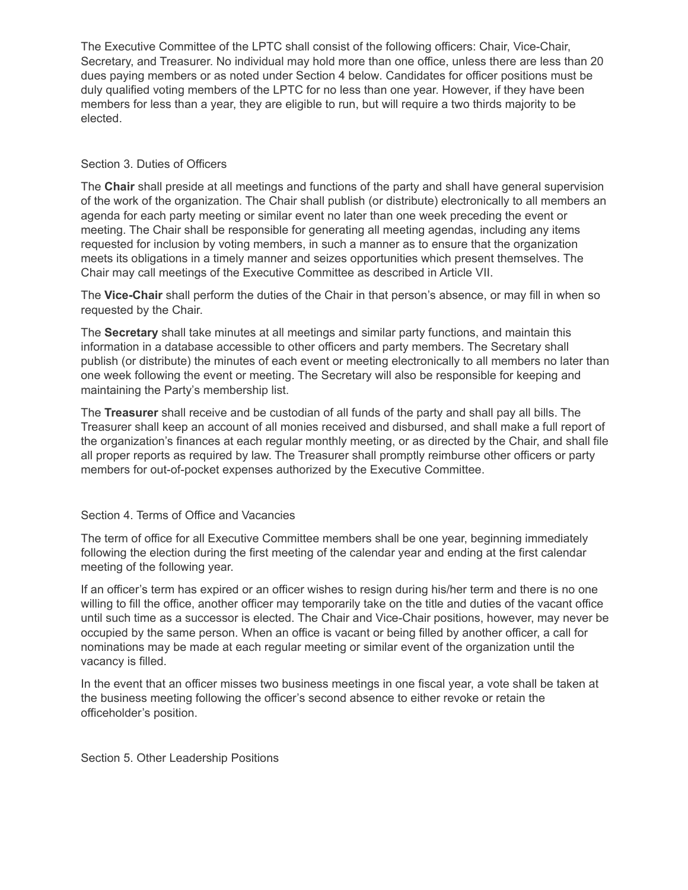The Executive Committee of the LPTC shall consist of the following officers: Chair, Vice-Chair, Secretary, and Treasurer. No individual may hold more than one office, unless there are less than 20 dues paying members or as noted under Section 4 below. Candidates for officer positions must be duly qualified voting members of the LPTC for no less than one year. However, if they have been members for less than a year, they are eligible to run, but will require a two thirds majority to be elected.

### Section 3. Duties of Officers

The **Chair** shall preside at all meetings and functions of the party and shall have general supervision of the work of the organization. The Chair shall publish (or distribute) electronically to all members an agenda for each party meeting or similar event no later than one week preceding the event or meeting. The Chair shall be responsible for generating all meeting agendas, including any items requested for inclusion by voting members, in such a manner as to ensure that the organization meets its obligations in a timely manner and seizes opportunities which present themselves. The Chair may call meetings of the Executive Committee as described in Article VII.

The **Vice-Chair** shall perform the duties of the Chair in that person's absence, or may fill in when so requested by the Chair.

The **Secretary** shall take minutes at all meetings and similar party functions, and maintain this information in a database accessible to other officers and party members. The Secretary shall publish (or distribute) the minutes of each event or meeting electronically to all members no later than one week following the event or meeting. The Secretary will also be responsible for keeping and maintaining the Party's membership list.

The **Treasurer** shall receive and be custodian of all funds of the party and shall pay all bills. The Treasurer shall keep an account of all monies received and disbursed, and shall make a full report of the organization's finances at each regular monthly meeting, or as directed by the Chair, and shall file all proper reports as required by law. The Treasurer shall promptly reimburse other officers or party members for out-of-pocket expenses authorized by the Executive Committee.

### Section 4. Terms of Office and Vacancies

The term of office for all Executive Committee members shall be one year, beginning immediately following the election during the first meeting of the calendar year and ending at the first calendar meeting of the following year.

If an officer's term has expired or an officer wishes to resign during his/her term and there is no one willing to fill the office, another officer may temporarily take on the title and duties of the vacant office until such time as a successor is elected. The Chair and Vice-Chair positions, however, may never be occupied by the same person. When an office is vacant or being filled by another officer, a call for nominations may be made at each regular meeting or similar event of the organization until the vacancy is filled.

In the event that an officer misses two business meetings in one fiscal year, a vote shall be taken at the business meeting following the officer's second absence to either revoke or retain the officeholder's position.

### Section 5. Other Leadership Positions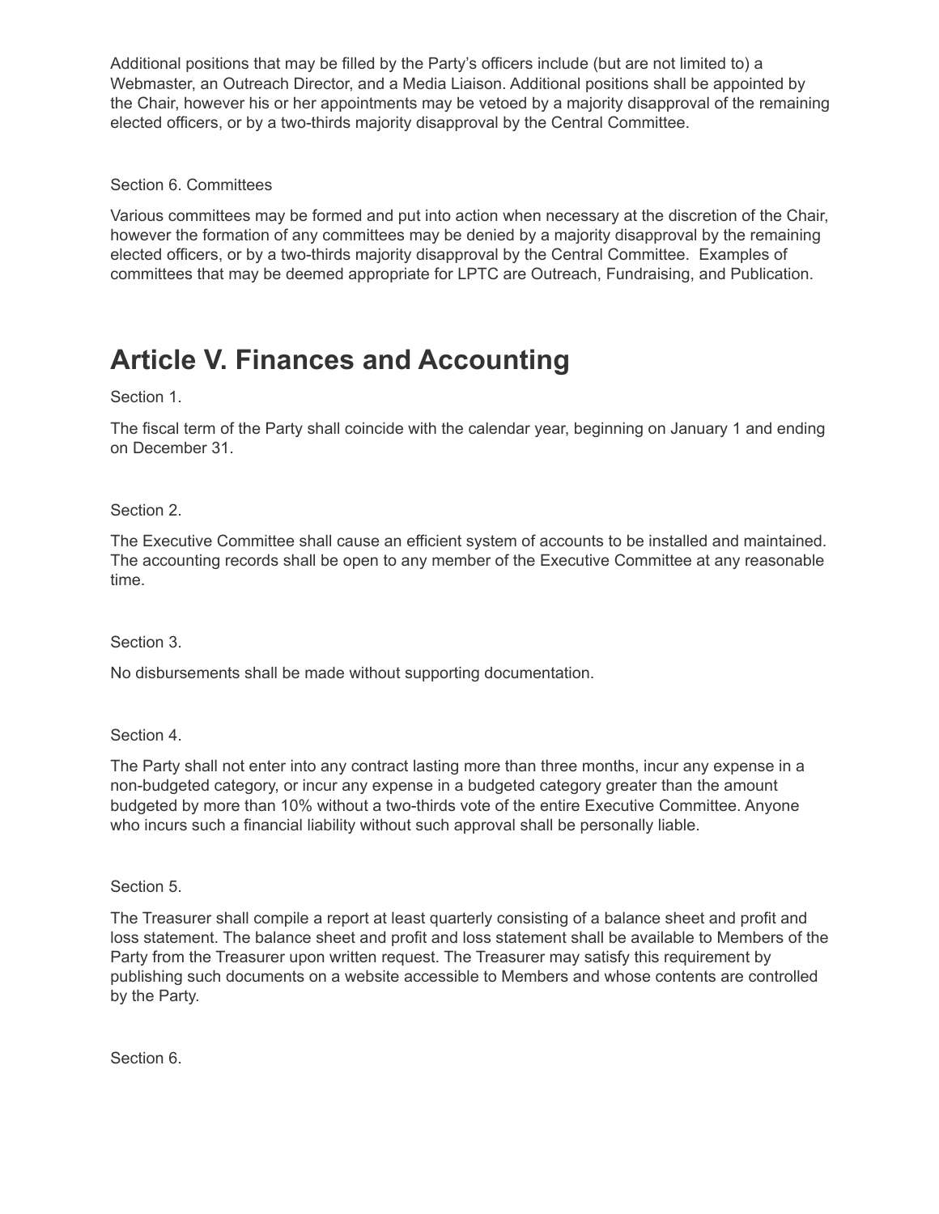Additional positions that may be filled by the Party's officers include (but are not limited to) a Webmaster, an Outreach Director, and a Media Liaison. Additional positions shall be appointed by the Chair, however his or her appointments may be vetoed by a majority disapproval of the remaining elected officers, or by a two-thirds majority disapproval by the Central Committee.

Section 6. Committees

Various committees may be formed and put into action when necessary at the discretion of the Chair, however the formation of any committees may be denied by a majority disapproval by the remaining elected officers, or by a two-thirds majority disapproval by the Central Committee.  Examples of committees that may be deemed appropriate for LPTC are Outreach, Fundraising, and Publication.

# Article V. Finances and Accounting

Section 1.

The fiscal term of the Party shall coincide with the calendar year, beginning on January 1 and ending on December 31.

Section 2.

The Executive Committee shall cause an efficient system of accounts to be installed and maintained. The accounting records shall be open to any member of the Executive Committee at any reasonable time.

Section 3.

No disbursements shall be made without supporting documentation.

Section 4.

The Party shall not enter into any contract lasting more than three months, incur any expense in a non-budgeted category, or incur any expense in a budgeted category greater than the amount budgeted by more than 10% without a two-thirds vote of the entire Executive Committee. Anyone who incurs such a financial liability without such approval shall be personally liable.

Section 5.

The Treasurer shall compile a report at least quarterly consisting of a balance sheet and profit and loss statement. The balance sheet and profit and loss statement shall be available to Members of the Party from the Treasurer upon written request. The Treasurer may satisfy this requirement by publishing such documents on a website accessible to Members and whose contents are controlled by the Party.

Section 6.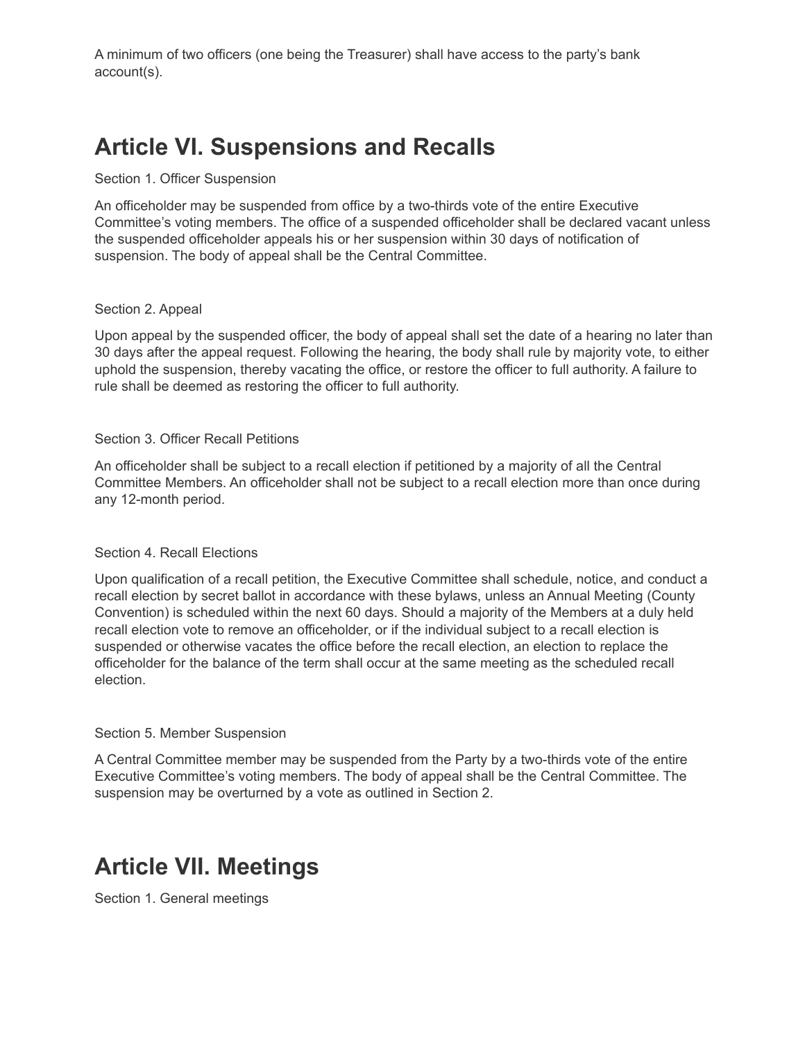A minimum of two officers (one being the Treasurer) shall have access to the party's bank account(s).

## Article VI. Suspensions and Recalls

Section 1. Officer Suspension

An officeholder may be suspended from office by a two-thirds vote of the entire Executive Committee's voting members. The office of a suspended officeholder shall be declared vacant unless the suspended officeholder appeals his or her suspension within 30 days of notification of suspension. The body of appeal shall be the Central Committee.

Section 2. Appeal

Upon appeal by the suspended officer, the body of appeal shall set the date of a hearing no later than 30 days after the appeal request. Following the hearing, the body shall rule by majority vote, to either uphold the suspension, thereby vacating the office, or restore the officer to full authority. A failure to rule shall be deemed as restoring the officer to full authority.

Section 3. Officer Recall Petitions

An officeholder shall be subject to a recall election if petitioned by a majority of all the Central Committee Members. An officeholder shall not be subject to a recall election more than once during any 12-month period.

Section 4. Recall Elections

Upon qualification of a recall petition, the Executive Committee shall schedule, notice, and conduct a recall election by secret ballot in accordance with these bylaws, unless an Annual Meeting (County Convention) is scheduled within the next 60 days. Should a majority of the Members at a duly held recall election vote to remove an officeholder, or if the individual subject to a recall election is suspended or otherwise vacates the office before the recall election, an election to replace the officeholder for the balance of the term shall occur at the same meeting as the scheduled recall election.

Section 5. Member Suspension

A Central Committee member may be suspended from the Party by a two-thirds vote of the entire Executive Committee's voting members. The body of appeal shall be the Central Committee. The suspension may be overturned by a vote as outlined in Section 2.

## Article VII. Meetings

Section 1. General meetings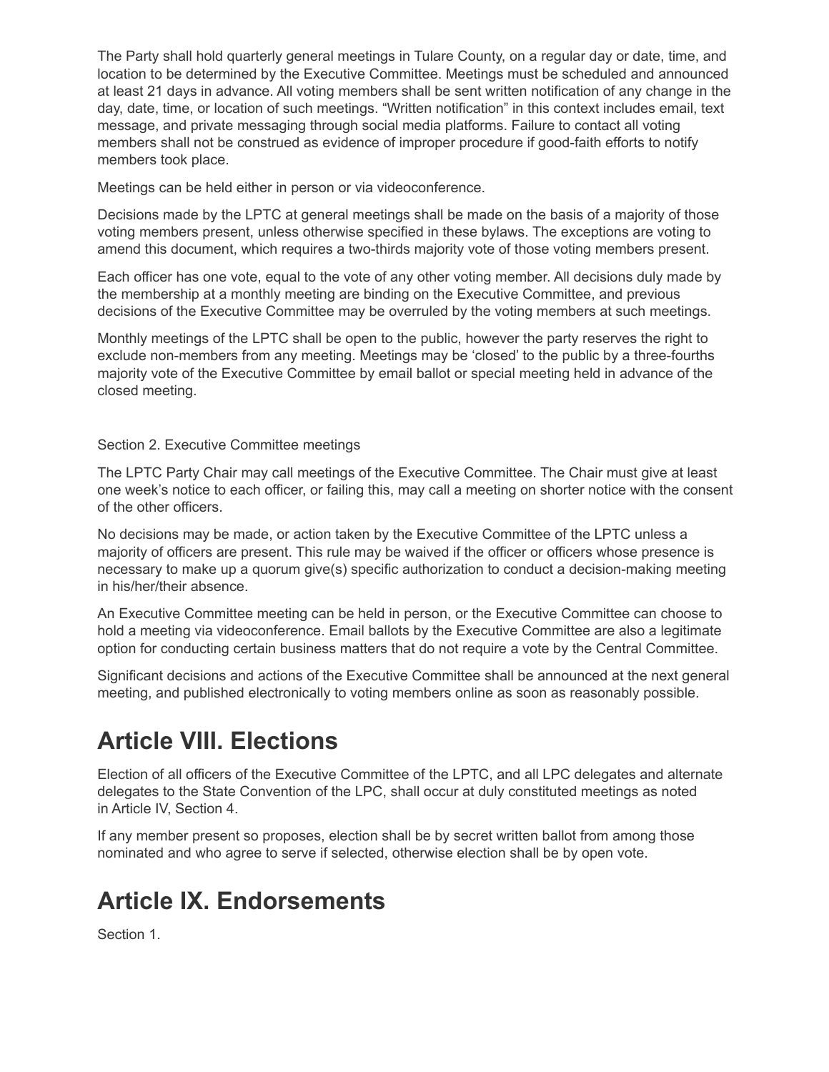The Party shall hold quarterly general meetings in Tulare County, on a regular day or date, time, and location to be determined by the Executive Committee. Meetings must be scheduled and announced at least 21 days in advance. All voting members shall be sent written notification of any change in the day, date, time, or location of such meetings. "Written notification" in this context includes email, text message, and private messaging through social media platforms. Failure to contact all voting members shall not be construed as evidence of improper procedure if good-faith efforts to notify members took place.

Meetings can be held either in person or via videoconference.

Decisions made by the LPTC at general meetings shall be made on the basis of a majority of those voting members present, unless otherwise specified in these bylaws. The exceptions are voting to amend this document, which requires a two-thirds majority vote of those voting members present.

Each officer has one vote, equal to the vote of any other voting member. All decisions duly made by the membership at a monthly meeting are binding on the Executive Committee, and previous decisions of the Executive Committee may be overruled by the voting members at such meetings.

Monthly meetings of the LPTC shall be open to the public, however the party reserves the right to exclude non-members from any meeting. Meetings may be 'closed' to the public by a three-fourths majority vote of the Executive Committee by email ballot or special meeting held in advance of the closed meeting.

Section 2. Executive Committee meetings

The LPTC Party Chair may call meetings of the Executive Committee. The Chair must give at least one week's notice to each officer, or failing this, may call a meeting on shorter notice with the consent of the other officers.

No decisions may be made, or action taken by the Executive Committee of the LPTC unless a majority of officers are present. This rule may be waived if the officer or officers whose presence is necessary to make up a quorum give(s) specific authorization to conduct a decision-making meeting in his/her/their absence.

An Executive Committee meeting can be held in person, or the Executive Committee can choose to hold a meeting via videoconference. Email ballots by the Executive Committee are also a legitimate option for conducting certain business matters that do not require a vote by the Central Committee.

Significant decisions and actions of the Executive Committee shall be announced at the next general meeting, and published electronically to voting members online as soon as reasonably possible.

# Article VIII. Elections

Election of all officers of the Executive Committee of the LPTC, and all LPC delegates and alternate delegates to the State Convention of the LPC, shall occur at duly constituted meetings as noted in Article IV, Section 4.

If any member present so proposes, election shall be by secret written ballot from among those nominated and who agree to serve if selected, otherwise election shall be by open vote.

# Article IX. Endorsements

Section 1.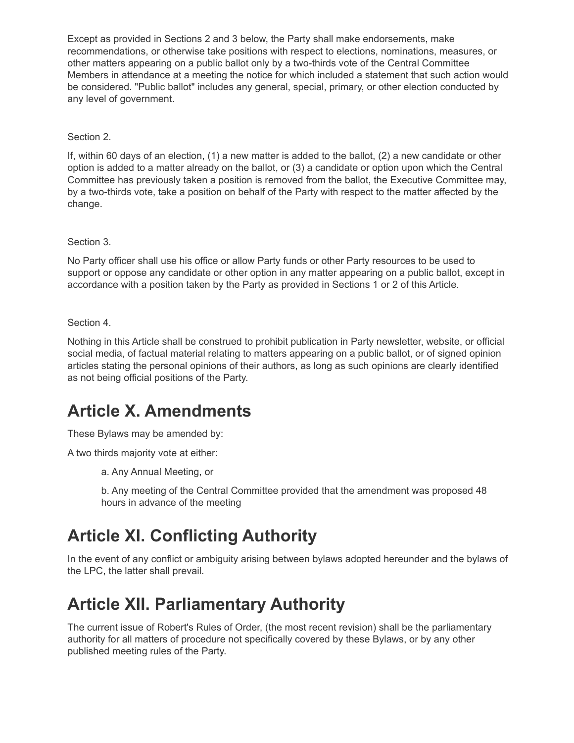Except as provided in Sections 2 and 3 below, the Party shall make endorsements, make recommendations, or otherwise take positions with respect to elections, nominations, measures, or other matters appearing on a public ballot only by a two-thirds vote of the Central Committee Members in attendance at a meeting the notice for which included a statement that such action would be considered. "Public ballot" includes any general, special, primary, or other election conducted by any level of government.

Section 2.

If, within 60 days of an election, (1) a new matter is added to the ballot, (2) a new candidate or other option is added to a matter already on the ballot, or (3) a candidate or option upon which the Central Committee has previously taken a position is removed from the ballot, the Executive Committee may, by a two-thirds vote, take a position on behalf of the Party with respect to the matter affected by the change.

Section 3.

No Party officer shall use his office or allow Party funds or other Party resources to be used to support or oppose any candidate or other option in any matter appearing on a public ballot, except in accordance with a position taken by the Party as provided in Sections 1 or 2 of this Article.

Section 4.

Nothing in this Article shall be construed to prohibit publication in Party newsletter, website, or official social media, of factual material relating to matters appearing on a public ballot, or of signed opinion articles stating the personal opinions of their authors, as long as such opinions are clearly identified as not being official positions of the Party.

# Article X. Amendments

These Bylaws may be amended by:

A two thirds majority vote at either:

> a. Any Annual Meeting, or
>
> b. Any meeting of the Central Committee provided that the amendment was proposed 48 hours in advance of the meeting

# Article XI. Conflicting Authority

In the event of any conflict or ambiguity arising between bylaws adopted hereunder and the bylaws of the LPC, the latter shall prevail.

# Article XII. Parliamentary Authority

The current issue of Robert's Rules of Order, (the most recent revision) shall be the parliamentary authority for all matters of procedure not specifically covered by these Bylaws, or by any other published meeting rules of the Party.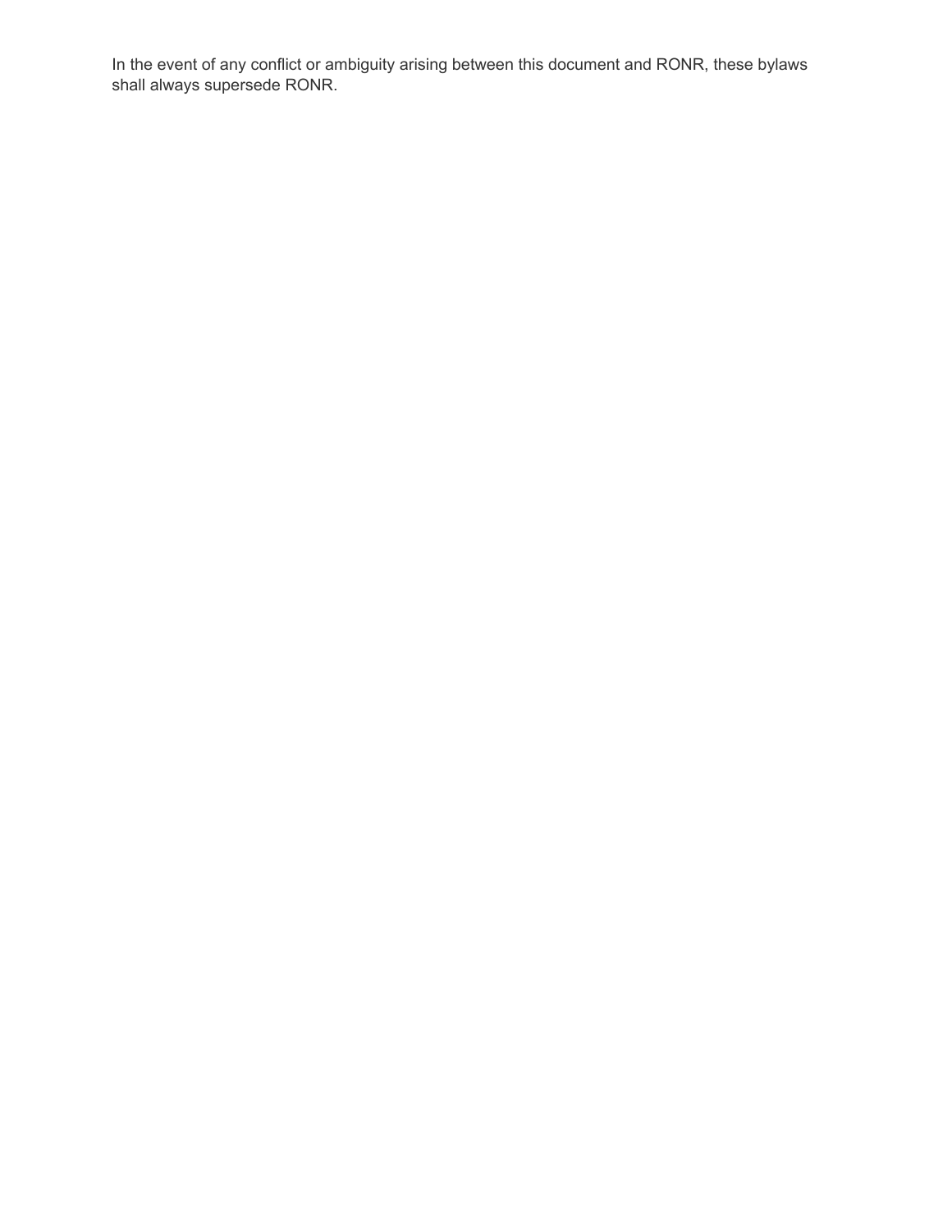In the event of any conflict or ambiguity arising between this document and RONR, these bylaws shall always supersede RONR.